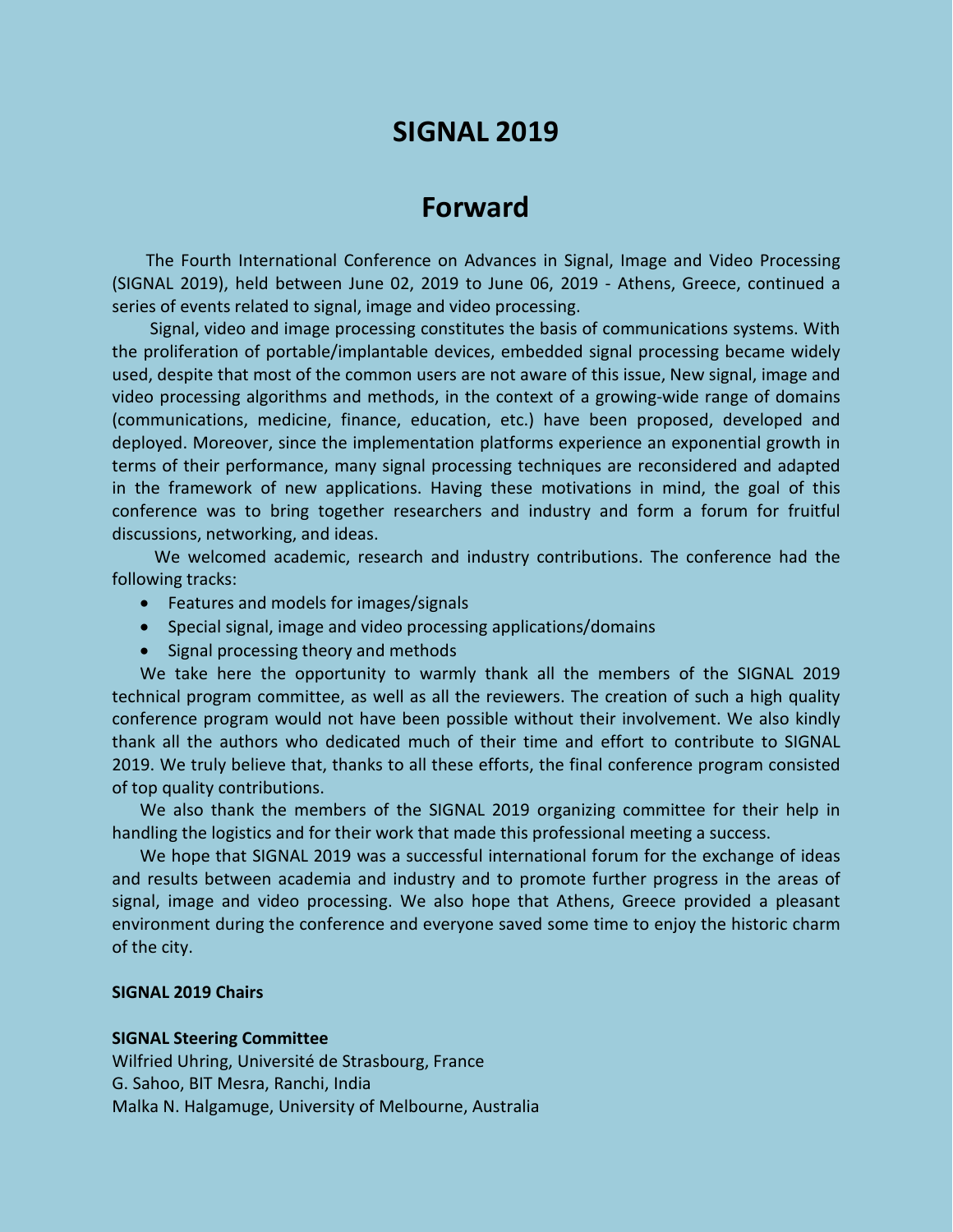# SIGNAL 2019

## Forward

The Fourth International Conference on Advances in Signal, Image and Video Processing (SIGNAL 2019), held between June 02, 2019 to June 06, 2019 - Athens, Greece, continued a series of events related to signal, image and video processing.

Signal, video and image processing constitutes the basis of communications systems. With the proliferation of portable/implantable devices, embedded signal processing became widely used, despite that most of the common users are not aware of this issue, New signal, image and video processing algorithms and methods, in the context of a growing-wide range of domains (communications, medicine, finance, education, etc.) have been proposed, developed and deployed. Moreover, since the implementation platforms experience an exponential growth in terms of their performance, many signal processing techniques are reconsidered and adapted in the framework of new applications. Having these motivations in mind, the goal of this conference was to bring together researchers and industry and form a forum for fruitful discussions, networking, and ideas.

We welcomed academic, research and industry contributions. The conference had the following tracks:

- Features and models for images/signals
- Special signal, image and video processing applications/domains
- Signal processing theory and methods

We take here the opportunity to warmly thank all the members of the SIGNAL 2019 technical program committee, as well as all the reviewers. The creation of such a high quality conference program would not have been possible without their involvement. We also kindly thank all the authors who dedicated much of their time and effort to contribute to SIGNAL 2019. We truly believe that, thanks to all these efforts, the final conference program consisted of top quality contributions.

We also thank the members of the SIGNAL 2019 organizing committee for their help in handling the logistics and for their work that made this professional meeting a success.

We hope that SIGNAL 2019 was a successful international forum for the exchange of ideas and results between academia and industry and to promote further progress in the areas of signal, image and video processing. We also hope that Athens, Greece provided a pleasant environment during the conference and everyone saved some time to enjoy the historic charm of the city.

**SIGNAL 2019 Chairs**

**SIGNAL Steering Committee**

Wilfried Uhring, Université de Strasbourg, France
G. Sahoo, BIT Mesra, Ranchi, India
Malka N. Halgamuge, University of Melbourne, Australia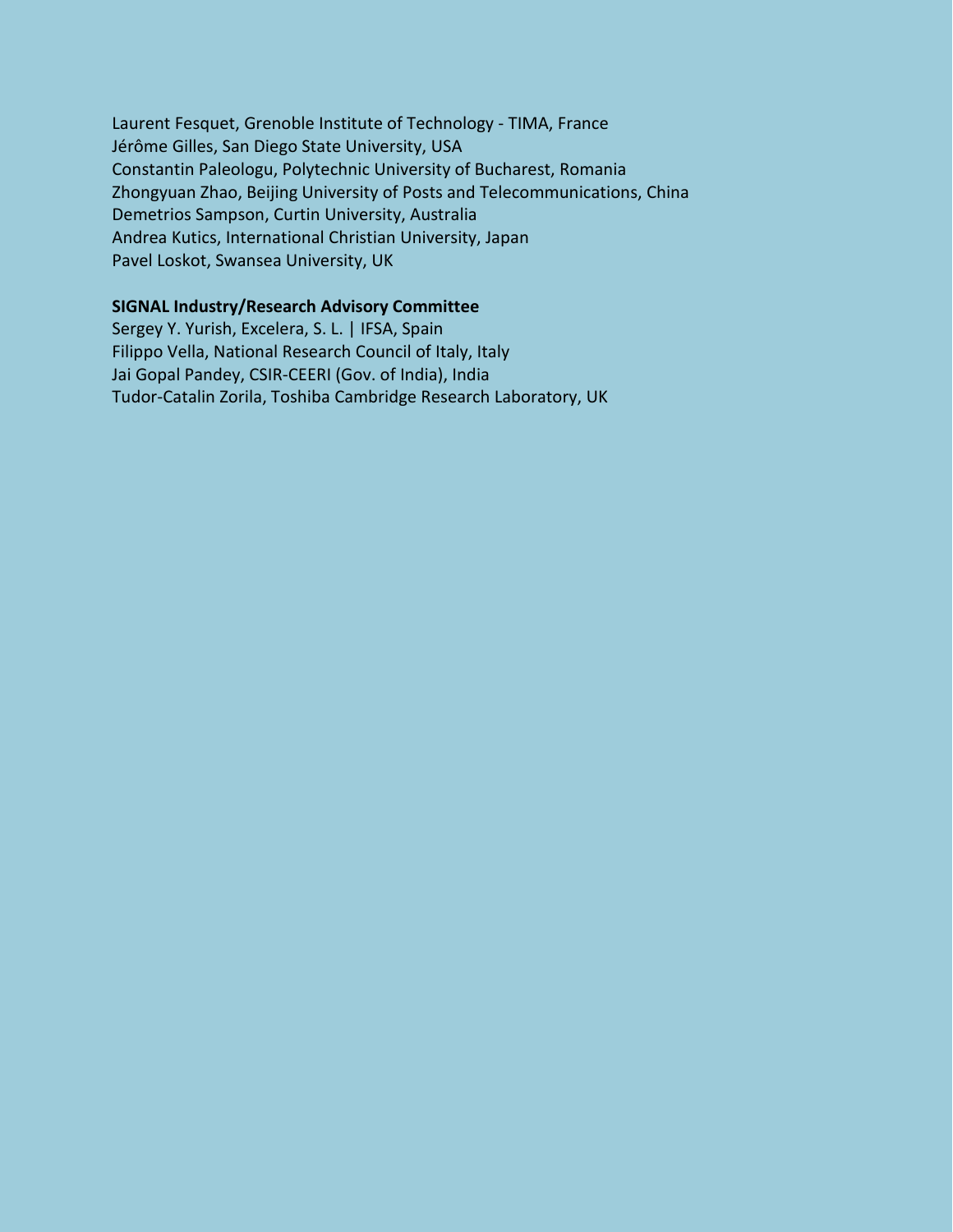Laurent Fesquet, Grenoble Institute of Technology - TIMA, France
Jérôme Gilles, San Diego State University, USA
Constantin Paleologu, Polytechnic University of Bucharest, Romania
Zhongyuan Zhao, Beijing University of Posts and Telecommunications, China
Demetrios Sampson, Curtin University, Australia
Andrea Kutics, International Christian University, Japan
Pavel Loskot, Swansea University, UK

**SIGNAL Industry/Research Advisory Committee**

Sergey Y. Yurish, Excelera, S. L. | IFSA, Spain
Filippo Vella, National Research Council of Italy, Italy
Jai Gopal Pandey, CSIR-CEERI (Gov. of India), India
Tudor-Catalin Zorila, Toshiba Cambridge Research Laboratory, UK